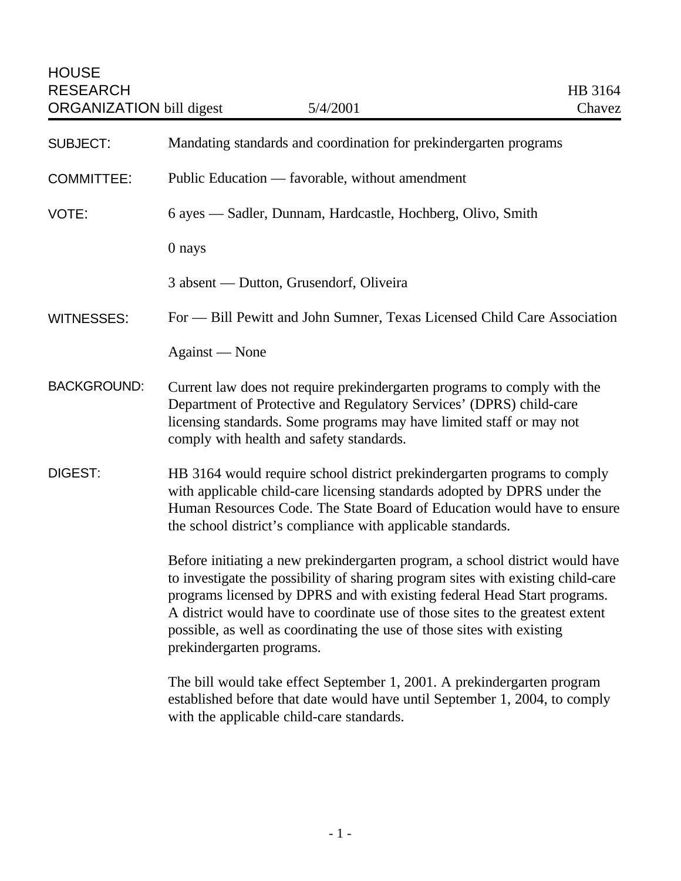HOUSE RESEARCH ORGANIZATION bill digest — 5/4/2001 — HB 3164 Chavez

**SUBJECT:** Mandating standards and coordination for prekindergarten programs

**COMMITTEE:** Public Education — favorable, without amendment

**VOTE:** 6 ayes — Sadler, Dunnam, Hardcastle, Hochberg, Olivo, Smith

0 nays

3 absent — Dutton, Grusendorf, Oliveira

**WITNESSES:** For — Bill Pewitt and John Sumner, Texas Licensed Child Care Association

Against — None

**BACKGROUND:** Current law does not require prekindergarten programs to comply with the Department of Protective and Regulatory Services' (DPRS) child-care licensing standards. Some programs may have limited staff or may not comply with health and safety standards.

**DIGEST:** HB 3164 would require school district prekindergarten programs to comply with applicable child-care licensing standards adopted by DPRS under the Human Resources Code. The State Board of Education would have to ensure the school district's compliance with applicable standards.

Before initiating a new prekindergarten program, a school district would have to investigate the possibility of sharing program sites with existing child-care programs licensed by DPRS and with existing federal Head Start programs. A district would have to coordinate use of those sites to the greatest extent possible, as well as coordinating the use of those sites with existing prekindergarten programs.

The bill would take effect September 1, 2001. A prekindergarten program established before that date would have until September 1, 2004, to comply with the applicable child-care standards.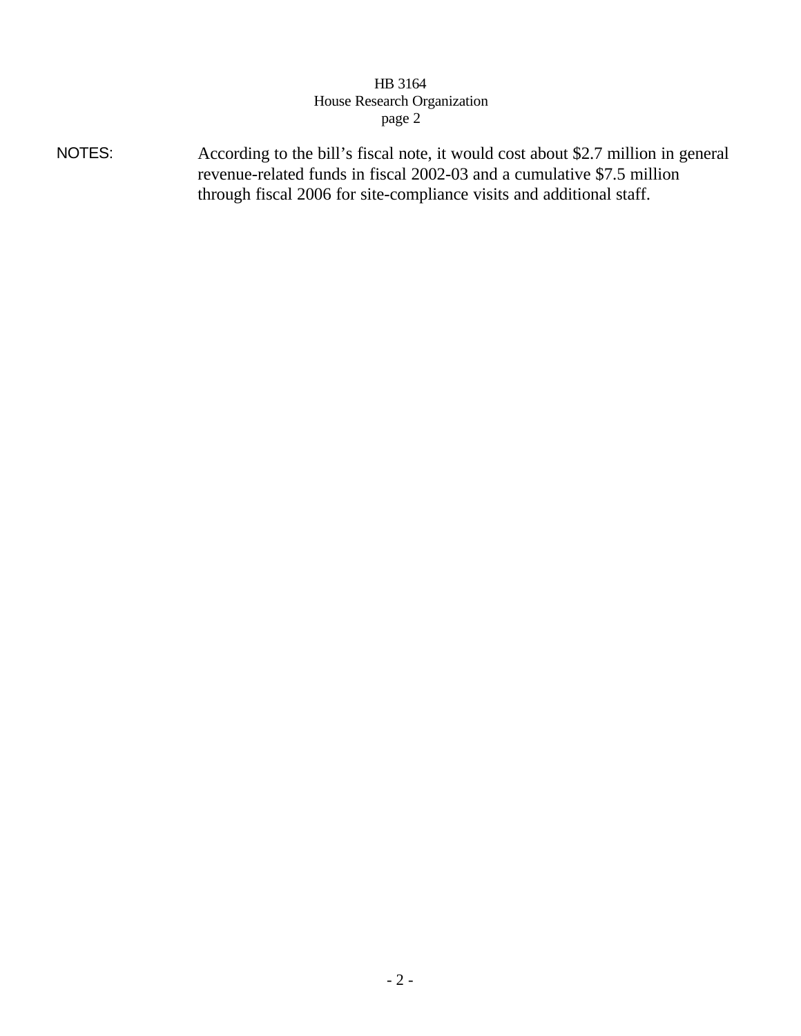**NOTES:** According to the bill's fiscal note, it would cost about $2.7 million in general revenue-related funds in fiscal 2002-03 and a cumulative $7.5 million through fiscal 2006 for site-compliance visits and additional staff.